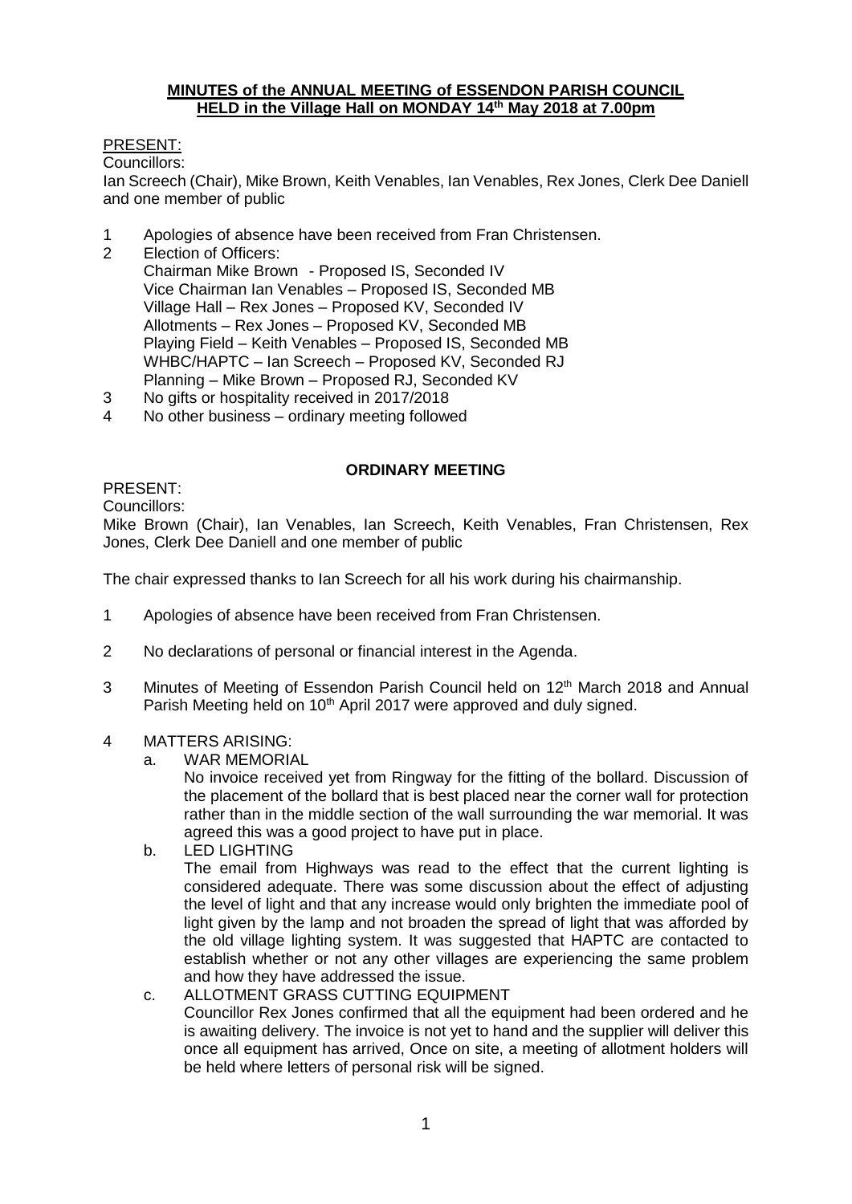**MINUTES of the ANNUAL MEETING of ESSENDON PARISH COUNCIL HELD in the Village Hall on MONDAY 14th May 2018 at 7.00pm**

PRESENT:

Councillors:

Ian Screech (Chair), Mike Brown, Keith Venables, Ian Venables, Rex Jones, Clerk Dee Daniell and one member of public

1. Apologies of absence have been received from Fran Christensen.
2. Election of Officers:
   Chairman Mike Brown - Proposed IS, Seconded IV
   Vice Chairman Ian Venables – Proposed IS, Seconded MB
   Village Hall – Rex Jones – Proposed KV, Seconded IV
   Allotments – Rex Jones – Proposed KV, Seconded MB
   Playing Field – Keith Venables – Proposed IS, Seconded MB
   WHBC/HAPTC – Ian Screech – Proposed KV, Seconded RJ
   Planning – Mike Brown – Proposed RJ, Seconded KV
3. No gifts or hospitality received in 2017/2018
4. No other business – ordinary meeting followed

**ORDINARY MEETING**

PRESENT:

Councillors:

Mike Brown (Chair), Ian Venables, Ian Screech, Keith Venables, Fran Christensen, Rex Jones, Clerk Dee Daniell and one member of public

The chair expressed thanks to Ian Screech for all his work during his chairmanship.

1. Apologies of absence have been received from Fran Christensen.

2. No declarations of personal or financial interest in the Agenda.

3. Minutes of Meeting of Essendon Parish Council held on 12th March 2018 and Annual Parish Meeting held on 10th April 2017 were approved and duly signed.

4. MATTERS ARISING:

   a. WAR MEMORIAL

      No invoice received yet from Ringway for the fitting of the bollard. Discussion of the placement of the bollard that is best placed near the corner wall for protection rather than in the middle section of the wall surrounding the war memorial. It was agreed this was a good project to have put in place.

   b. LED LIGHTING

      The email from Highways was read to the effect that the current lighting is considered adequate. There was some discussion about the effect of adjusting the level of light and that any increase would only brighten the immediate pool of light given by the lamp and not broaden the spread of light that was afforded by the old village lighting system. It was suggested that HAPTC are contacted to establish whether or not any other villages are experiencing the same problem and how they have addressed the issue.

   c. ALLOTMENT GRASS CUTTING EQUIPMENT

      Councillor Rex Jones confirmed that all the equipment had been ordered and he is awaiting delivery. The invoice is not yet to hand and the supplier will deliver this once all equipment has arrived, Once on site, a meeting of allotment holders will be held where letters of personal risk will be signed.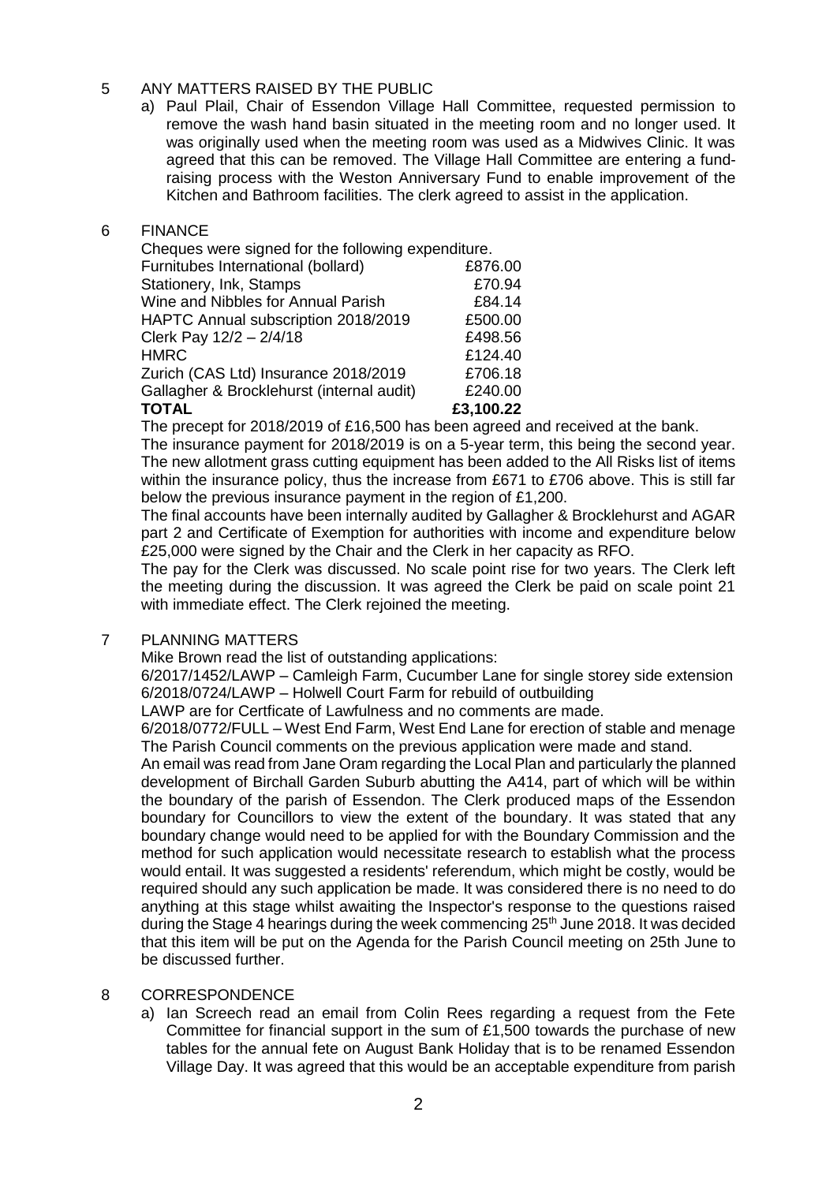5 ANY MATTERS RAISED BY THE PUBLIC

a) Paul Plail, Chair of Essendon Village Hall Committee, requested permission to remove the wash hand basin situated in the meeting room and no longer used. It was originally used when the meeting room was used as a Midwives Clinic. It was agreed that this can be removed. The Village Hall Committee are entering a fund-raising process with the Weston Anniversary Fund to enable improvement of the Kitchen and Bathroom facilities. The clerk agreed to assist in the application.

6 FINANCE

Cheques were signed for the following expenditure.

| | |
|---|---|
| Furnitubes International (bollard) | £876.00 |
| Stationery, Ink, Stamps | £70.94 |
| Wine and Nibbles for Annual Parish | £84.14 |
| HAPTC Annual subscription 2018/2019 | £500.00 |
| Clerk Pay 12/2 – 2/4/18 | £498.56 |
| HMRC | £124.40 |
| Zurich (CAS Ltd) Insurance 2018/2019 | £706.18 |
| Gallagher & Brocklehurst (internal audit) | £240.00 |
| **TOTAL** | **£3,100.22** |

The precept for 2018/2019 of £16,500 has been agreed and received at the bank.

The insurance payment for 2018/2019 is on a 5-year term, this being the second year. The new allotment grass cutting equipment has been added to the All Risks list of items within the insurance policy, thus the increase from £671 to £706 above. This is still far below the previous insurance payment in the region of £1,200.

The final accounts have been internally audited by Gallagher & Brocklehurst and AGAR part 2 and Certificate of Exemption for authorities with income and expenditure below £25,000 were signed by the Chair and the Clerk in her capacity as RFO.

The pay for the Clerk was discussed. No scale point rise for two years. The Clerk left the meeting during the discussion. It was agreed the Clerk be paid on scale point 21 with immediate effect. The Clerk rejoined the meeting.

7 PLANNING MATTERS

Mike Brown read the list of outstanding applications:

6/2017/1452/LAWP – Camleigh Farm, Cucumber Lane for single storey side extension
6/2018/0724/LAWP – Holwell Court Farm for rebuild of outbuilding
LAWP are for Certficate of Lawfulness and no comments are made.
6/2018/0772/FULL – West End Farm, West End Lane for erection of stable and menage
The Parish Council comments on the previous application were made and stand.

An email was read from Jane Oram regarding the Local Plan and particularly the planned development of Birchall Garden Suburb abutting the A414, part of which will be within the boundary of the parish of Essendon. The Clerk produced maps of the Essendon boundary for Councillors to view the extent of the boundary. It was stated that any boundary change would need to be applied for with the Boundary Commission and the method for such application would necessitate research to establish what the process would entail. It was suggested a residents' referendum, which might be costly, would be required should any such application be made. It was considered there is no need to do anything at this stage whilst awaiting the Inspector's response to the questions raised during the Stage 4 hearings during the week commencing 25th June 2018. It was decided that this item will be put on the Agenda for the Parish Council meeting on 25th June to be discussed further.

8 CORRESPONDENCE

a) Ian Screech read an email from Colin Rees regarding a request from the Fete Committee for financial support in the sum of £1,500 towards the purchase of new tables for the annual fete on August Bank Holiday that is to be renamed Essendon Village Day. It was agreed that this would be an acceptable expenditure from parish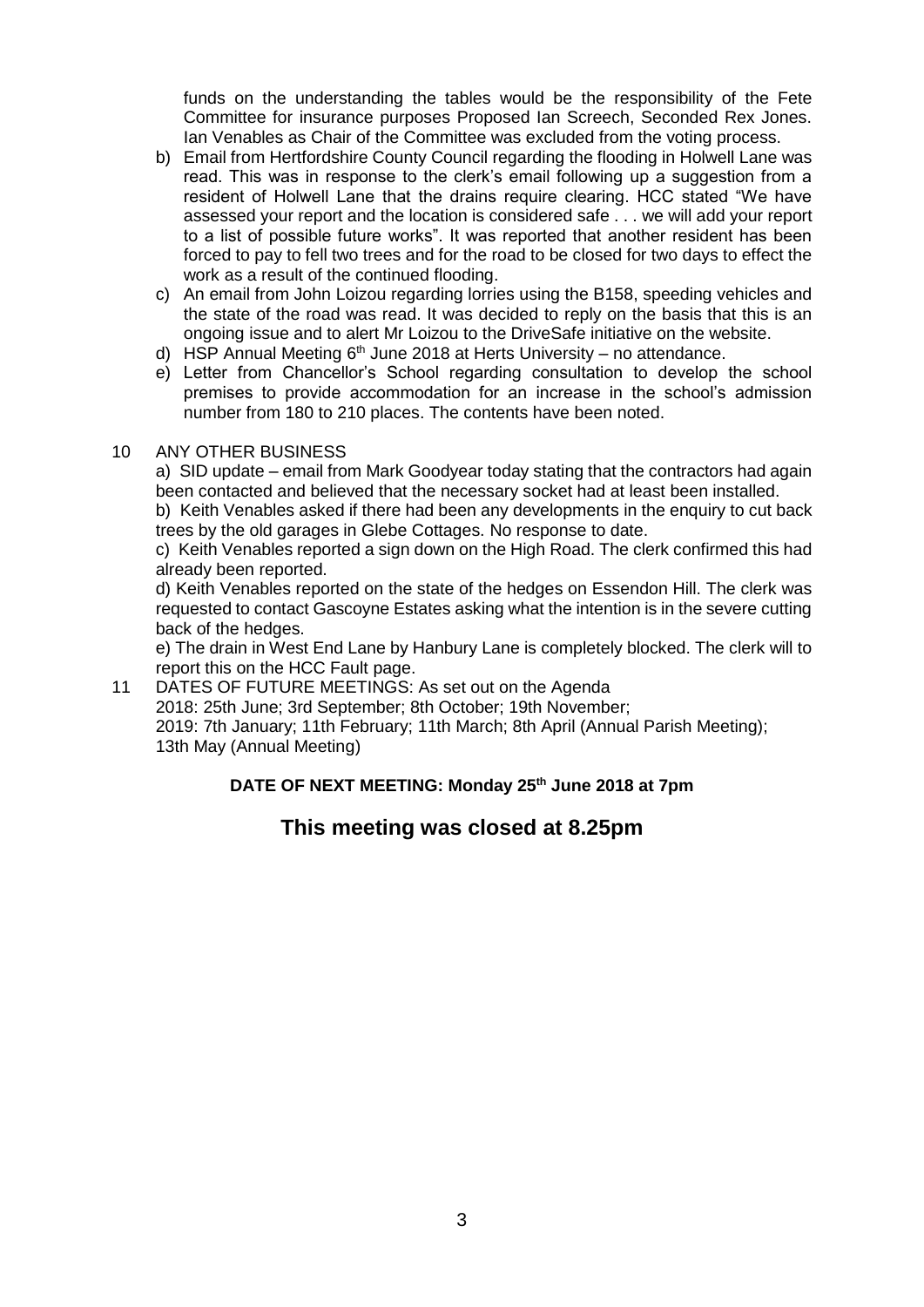funds on the understanding the tables would be the responsibility of the Fete Committee for insurance purposes Proposed Ian Screech, Seconded Rex Jones. Ian Venables as Chair of the Committee was excluded from the voting process.

b) Email from Hertfordshire County Council regarding the flooding in Holwell Lane was read. This was in response to the clerk's email following up a suggestion from a resident of Holwell Lane that the drains require clearing. HCC stated "We have assessed your report and the location is considered safe . . . we will add your report to a list of possible future works". It was reported that another resident has been forced to pay to fell two trees and for the road to be closed for two days to effect the work as a result of the continued flooding.

c) An email from John Loizou regarding lorries using the B158, speeding vehicles and the state of the road was read. It was decided to reply on the basis that this is an ongoing issue and to alert Mr Loizou to the DriveSafe initiative on the website.

d) HSP Annual Meeting 6th June 2018 at Herts University – no attendance.

e) Letter from Chancellor's School regarding consultation to develop the school premises to provide accommodation for an increase in the school's admission number from 180 to 210 places. The contents have been noted.

10 ANY OTHER BUSINESS

a) SID update – email from Mark Goodyear today stating that the contractors had again been contacted and believed that the necessary socket had at least been installed.

b) Keith Venables asked if there had been any developments in the enquiry to cut back trees by the old garages in Glebe Cottages. No response to date.

c) Keith Venables reported a sign down on the High Road. The clerk confirmed this had already been reported.

d) Keith Venables reported on the state of the hedges on Essendon Hill. The clerk was requested to contact Gascoyne Estates asking what the intention is in the severe cutting back of the hedges.

e) The drain in West End Lane by Hanbury Lane is completely blocked. The clerk will to report this on the HCC Fault page.

11 DATES OF FUTURE MEETINGS: As set out on the Agenda

2018: 25th June; 3rd September; 8th October; 19th November;
2019: 7th January; 11th February; 11th March; 8th April (Annual Parish Meeting); 13th May (Annual Meeting)

**DATE OF NEXT MEETING: Monday 25th June 2018 at 7pm**

## This meeting was closed at 8.25pm